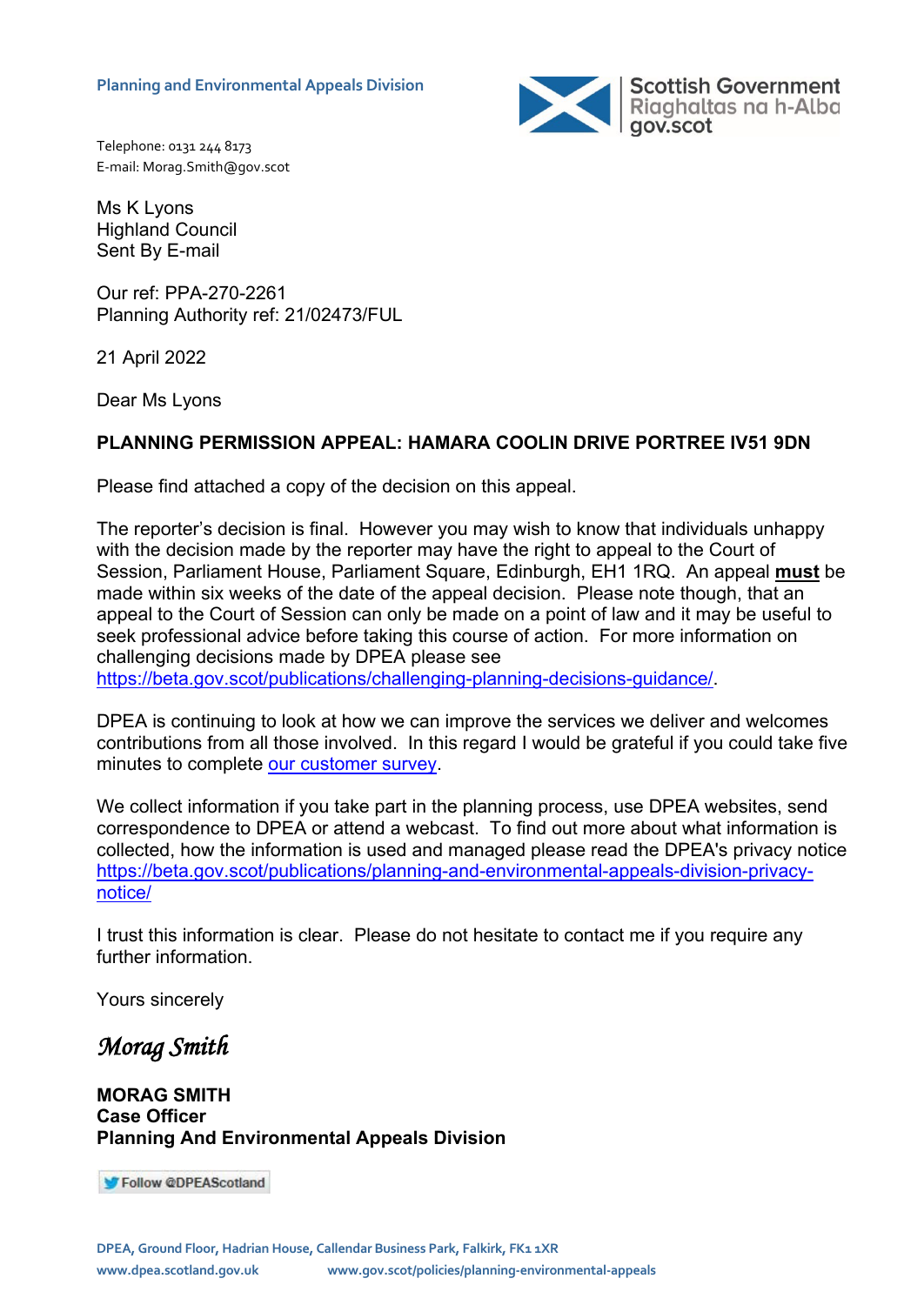Planning and Environmental Appeals Division

Scottish Government
Riaghaltas na h-Alba
gov.scot

Telephone: 0131 244 8173
E-mail: Morag.Smith@gov.scot

Ms K Lyons
Highland Council
Sent By E-mail

Our ref: PPA-270-2261
Planning Authority ref: 21/02473/FUL

21 April 2022

Dear Ms Lyons

**PLANNING PERMISSION APPEAL: HAMARA COOLIN DRIVE PORTREE IV51 9DN**

Please find attached a copy of the decision on this appeal.

The reporter's decision is final. However you may wish to know that individuals unhappy with the decision made by the reporter may have the right to appeal to the Court of Session, Parliament House, Parliament Square, Edinburgh, EH1 1RQ. An appeal **must** be made within six weeks of the date of the appeal decision. Please note though, that an appeal to the Court of Session can only be made on a point of law and it may be useful to seek professional advice before taking this course of action. For more information on challenging decisions made by DPEA please see https://beta.gov.scot/publications/challenging-planning-decisions-guidance/.

DPEA is continuing to look at how we can improve the services we deliver and welcomes contributions from all those involved. In this regard I would be grateful if you could take five minutes to complete our customer survey.

We collect information if you take part in the planning process, use DPEA websites, send correspondence to DPEA or attend a webcast. To find out more about what information is collected, how the information is used and managed please read the DPEA's privacy notice https://beta.gov.scot/publications/planning-and-environmental-appeals-division-privacy-notice/

I trust this information is clear. Please do not hesitate to contact me if you require any further information.

Yours sincerely

*Morag Smith*

**MORAG SMITH**
**Case Officer**
**Planning And Environmental Appeals Division**

Follow @DPEAScotland

DPEA, Ground Floor, Hadrian House, Callendar Business Park, Falkirk, FK1 1XR
www.dpea.scotland.gov.uk www.gov.scot/policies/planning-environmental-appeals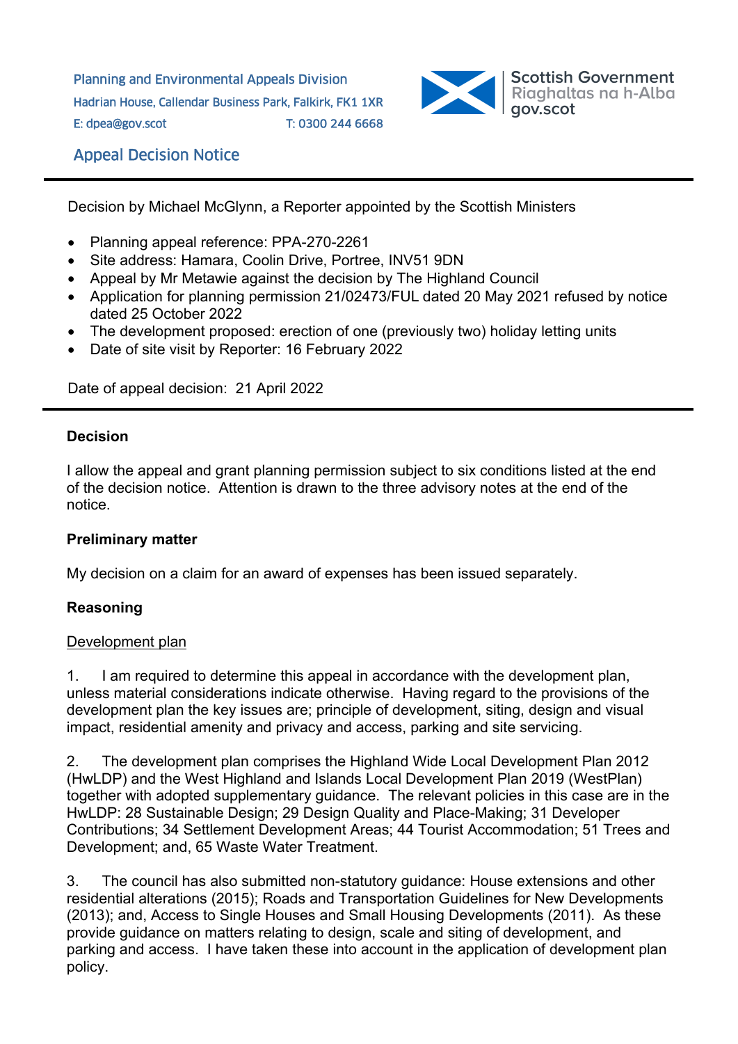Planning and Environmental Appeals Division
Hadrian House, Callendar Business Park, Falkirk, FK1 1XR
E: dpea@gov.scot T: 0300 244 6668

Scottish Government
Riaghaltas na h-Alba
gov.scot

## Appeal Decision Notice

Decision by Michael McGlynn, a Reporter appointed by the Scottish Ministers

- Planning appeal reference: PPA-270-2261
- Site address: Hamara, Coolin Drive, Portree, INV51 9DN
- Appeal by Mr Metawie against the decision by The Highland Council
- Application for planning permission 21/02473/FUL dated 20 May 2021 refused by notice dated 25 October 2022
- The development proposed: erection of one (previously two) holiday letting units
- Date of site visit by Reporter: 16 February 2022

Date of appeal decision: 21 April 2022

### Decision

I allow the appeal and grant planning permission subject to six conditions listed at the end of the decision notice. Attention is drawn to the three advisory notes at the end of the notice.

### Preliminary matter

My decision on a claim for an award of expenses has been issued separately.

### Reasoning

Development plan

1. I am required to determine this appeal in accordance with the development plan, unless material considerations indicate otherwise. Having regard to the provisions of the development plan the key issues are; principle of development, siting, design and visual impact, residential amenity and privacy and access, parking and site servicing.

2. The development plan comprises the Highland Wide Local Development Plan 2012 (HwLDP) and the West Highland and Islands Local Development Plan 2019 (WestPlan) together with adopted supplementary guidance. The relevant policies in this case are in the HwLDP: 28 Sustainable Design; 29 Design Quality and Place-Making; 31 Developer Contributions; 34 Settlement Development Areas; 44 Tourist Accommodation; 51 Trees and Development; and, 65 Waste Water Treatment.

3. The council has also submitted non-statutory guidance: House extensions and other residential alterations (2015); Roads and Transportation Guidelines for New Developments (2013); and, Access to Single Houses and Small Housing Developments (2011). As these provide guidance on matters relating to design, scale and siting of development, and parking and access. I have taken these into account in the application of development plan policy.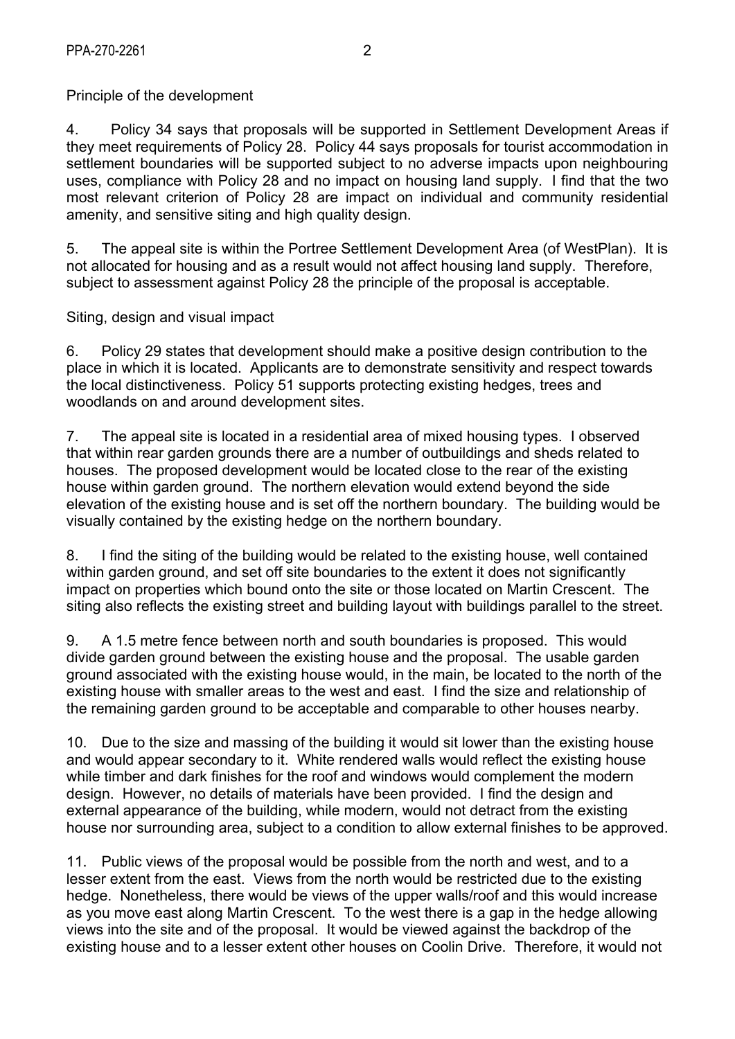Principle of the development

4. Policy 34 says that proposals will be supported in Settlement Development Areas if they meet requirements of Policy 28. Policy 44 says proposals for tourist accommodation in settlement boundaries will be supported subject to no adverse impacts upon neighbouring uses, compliance with Policy 28 and no impact on housing land supply. I find that the two most relevant criterion of Policy 28 are impact on individual and community residential amenity, and sensitive siting and high quality design.

5. The appeal site is within the Portree Settlement Development Area (of WestPlan). It is not allocated for housing and as a result would not affect housing land supply. Therefore, subject to assessment against Policy 28 the principle of the proposal is acceptable.

Siting, design and visual impact

6. Policy 29 states that development should make a positive design contribution to the place in which it is located. Applicants are to demonstrate sensitivity and respect towards the local distinctiveness. Policy 51 supports protecting existing hedges, trees and woodlands on and around development sites.

7. The appeal site is located in a residential area of mixed housing types. I observed that within rear garden grounds there are a number of outbuildings and sheds related to houses. The proposed development would be located close to the rear of the existing house within garden ground. The northern elevation would extend beyond the side elevation of the existing house and is set off the northern boundary. The building would be visually contained by the existing hedge on the northern boundary.

8. I find the siting of the building would be related to the existing house, well contained within garden ground, and set off site boundaries to the extent it does not significantly impact on properties which bound onto the site or those located on Martin Crescent. The siting also reflects the existing street and building layout with buildings parallel to the street.

9. A 1.5 metre fence between north and south boundaries is proposed. This would divide garden ground between the existing house and the proposal. The usable garden ground associated with the existing house would, in the main, be located to the north of the existing house with smaller areas to the west and east. I find the size and relationship of the remaining garden ground to be acceptable and comparable to other houses nearby.

10. Due to the size and massing of the building it would sit lower than the existing house and would appear secondary to it. White rendered walls would reflect the existing house while timber and dark finishes for the roof and windows would complement the modern design. However, no details of materials have been provided. I find the design and external appearance of the building, while modern, would not detract from the existing house nor surrounding area, subject to a condition to allow external finishes to be approved.

11. Public views of the proposal would be possible from the north and west, and to a lesser extent from the east. Views from the north would be restricted due to the existing hedge. Nonetheless, there would be views of the upper walls/roof and this would increase as you move east along Martin Crescent. To the west there is a gap in the hedge allowing views into the site and of the proposal. It would be viewed against the backdrop of the existing house and to a lesser extent other houses on Coolin Drive. Therefore, it would not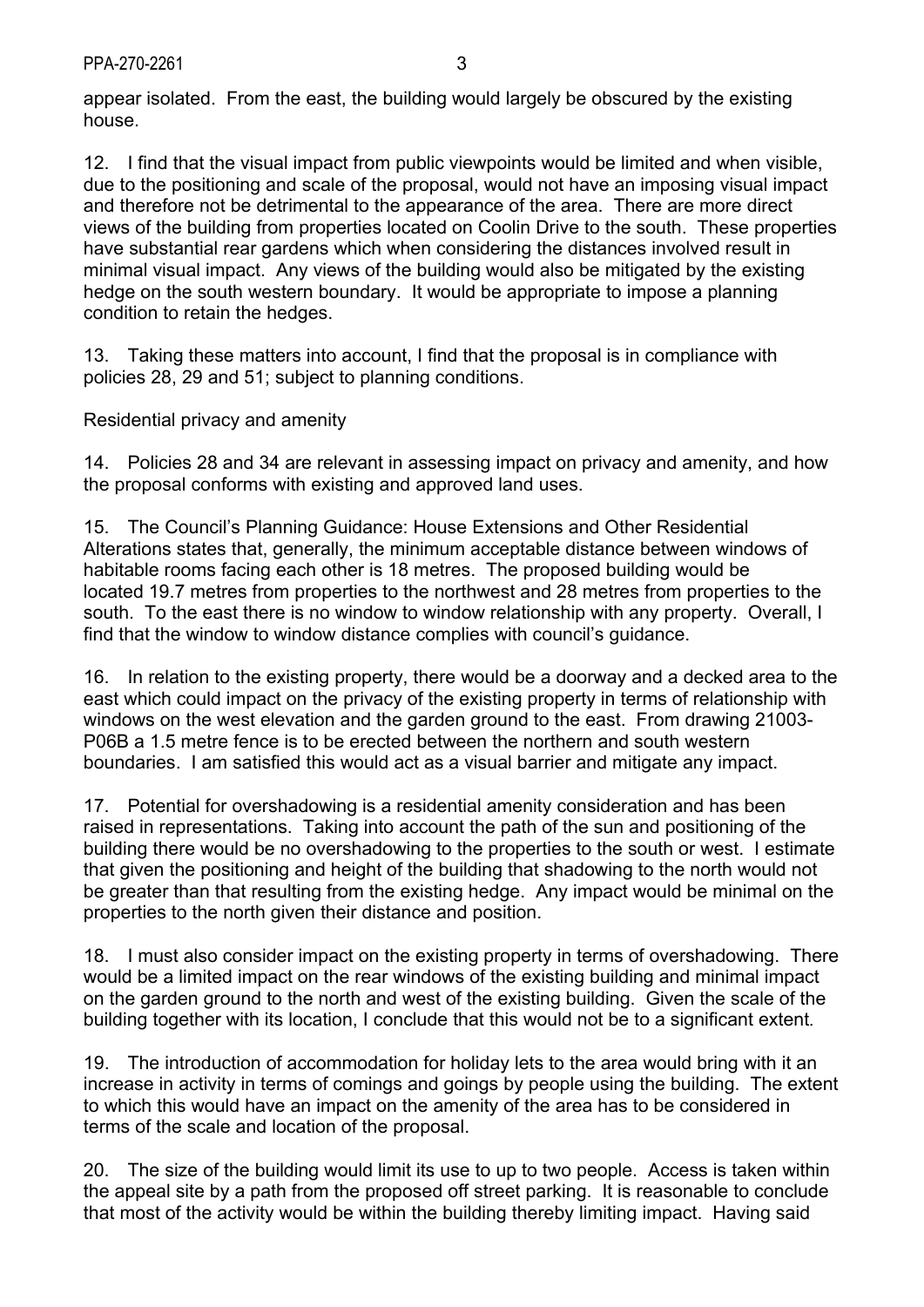appear isolated. From the east, the building would largely be obscured by the existing house.

12. I find that the visual impact from public viewpoints would be limited and when visible, due to the positioning and scale of the proposal, would not have an imposing visual impact and therefore not be detrimental to the appearance of the area. There are more direct views of the building from properties located on Coolin Drive to the south. These properties have substantial rear gardens which when considering the distances involved result in minimal visual impact. Any views of the building would also be mitigated by the existing hedge on the south western boundary. It would be appropriate to impose a planning condition to retain the hedges.

13. Taking these matters into account, I find that the proposal is in compliance with policies 28, 29 and 51; subject to planning conditions.

Residential privacy and amenity

14. Policies 28 and 34 are relevant in assessing impact on privacy and amenity, and how the proposal conforms with existing and approved land uses.

15. The Council's Planning Guidance: House Extensions and Other Residential Alterations states that, generally, the minimum acceptable distance between windows of habitable rooms facing each other is 18 metres. The proposed building would be located 19.7 metres from properties to the northwest and 28 metres from properties to the south. To the east there is no window to window relationship with any property. Overall, I find that the window to window distance complies with council's guidance.

16. In relation to the existing property, there would be a doorway and a decked area to the east which could impact on the privacy of the existing property in terms of relationship with windows on the west elevation and the garden ground to the east. From drawing 21003-P06B a 1.5 metre fence is to be erected between the northern and south western boundaries. I am satisfied this would act as a visual barrier and mitigate any impact.

17. Potential for overshadowing is a residential amenity consideration and has been raised in representations. Taking into account the path of the sun and positioning of the building there would be no overshadowing to the properties to the south or west. I estimate that given the positioning and height of the building that shadowing to the north would not be greater than that resulting from the existing hedge. Any impact would be minimal on the properties to the north given their distance and position.

18. I must also consider impact on the existing property in terms of overshadowing. There would be a limited impact on the rear windows of the existing building and minimal impact on the garden ground to the north and west of the existing building. Given the scale of the building together with its location, I conclude that this would not be to a significant extent.

19. The introduction of accommodation for holiday lets to the area would bring with it an increase in activity in terms of comings and goings by people using the building. The extent to which this would have an impact on the amenity of the area has to be considered in terms of the scale and location of the proposal.

20. The size of the building would limit its use to up to two people. Access is taken within the appeal site by a path from the proposed off street parking. It is reasonable to conclude that most of the activity would be within the building thereby limiting impact. Having said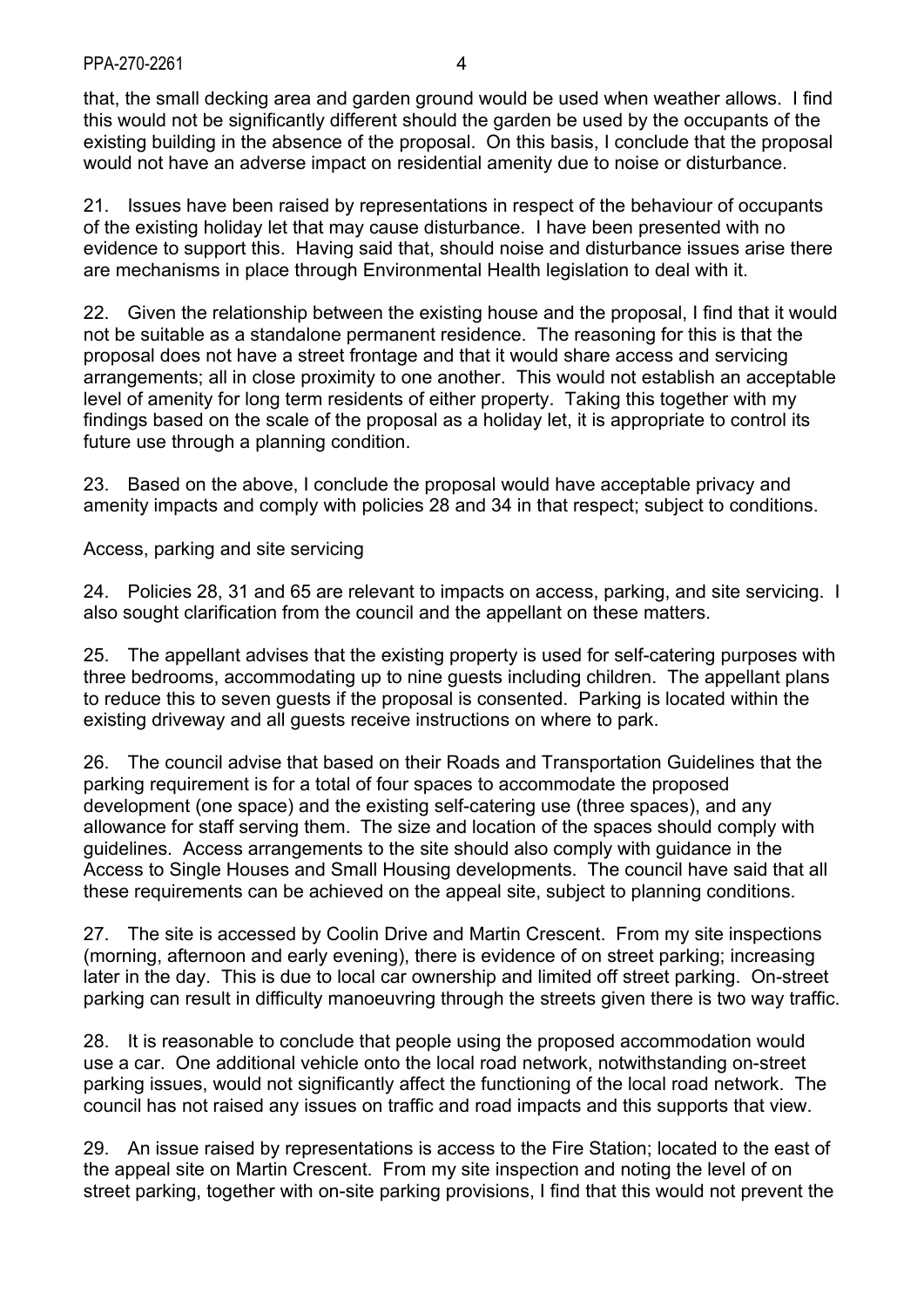that, the small decking area and garden ground would be used when weather allows. I find this would not be significantly different should the garden be used by the occupants of the existing building in the absence of the proposal. On this basis, I conclude that the proposal would not have an adverse impact on residential amenity due to noise or disturbance.

21. Issues have been raised by representations in respect of the behaviour of occupants of the existing holiday let that may cause disturbance. I have been presented with no evidence to support this. Having said that, should noise and disturbance issues arise there are mechanisms in place through Environmental Health legislation to deal with it.

22. Given the relationship between the existing house and the proposal, I find that it would not be suitable as a standalone permanent residence. The reasoning for this is that the proposal does not have a street frontage and that it would share access and servicing arrangements; all in close proximity to one another. This would not establish an acceptable level of amenity for long term residents of either property. Taking this together with my findings based on the scale of the proposal as a holiday let, it is appropriate to control its future use through a planning condition.

23. Based on the above, I conclude the proposal would have acceptable privacy and amenity impacts and comply with policies 28 and 34 in that respect; subject to conditions.

Access, parking and site servicing

24. Policies 28, 31 and 65 are relevant to impacts on access, parking, and site servicing. I also sought clarification from the council and the appellant on these matters.

25. The appellant advises that the existing property is used for self-catering purposes with three bedrooms, accommodating up to nine guests including children. The appellant plans to reduce this to seven guests if the proposal is consented. Parking is located within the existing driveway and all guests receive instructions on where to park.

26. The council advise that based on their Roads and Transportation Guidelines that the parking requirement is for a total of four spaces to accommodate the proposed development (one space) and the existing self-catering use (three spaces), and any allowance for staff serving them. The size and location of the spaces should comply with guidelines. Access arrangements to the site should also comply with guidance in the Access to Single Houses and Small Housing developments. The council have said that all these requirements can be achieved on the appeal site, subject to planning conditions.

27. The site is accessed by Coolin Drive and Martin Crescent. From my site inspections (morning, afternoon and early evening), there is evidence of on street parking; increasing later in the day. This is due to local car ownership and limited off street parking. On-street parking can result in difficulty manoeuvring through the streets given there is two way traffic.

28. It is reasonable to conclude that people using the proposed accommodation would use a car. One additional vehicle onto the local road network, notwithstanding on-street parking issues, would not significantly affect the functioning of the local road network. The council has not raised any issues on traffic and road impacts and this supports that view.

29. An issue raised by representations is access to the Fire Station; located to the east of the appeal site on Martin Crescent. From my site inspection and noting the level of on street parking, together with on-site parking provisions, I find that this would not prevent the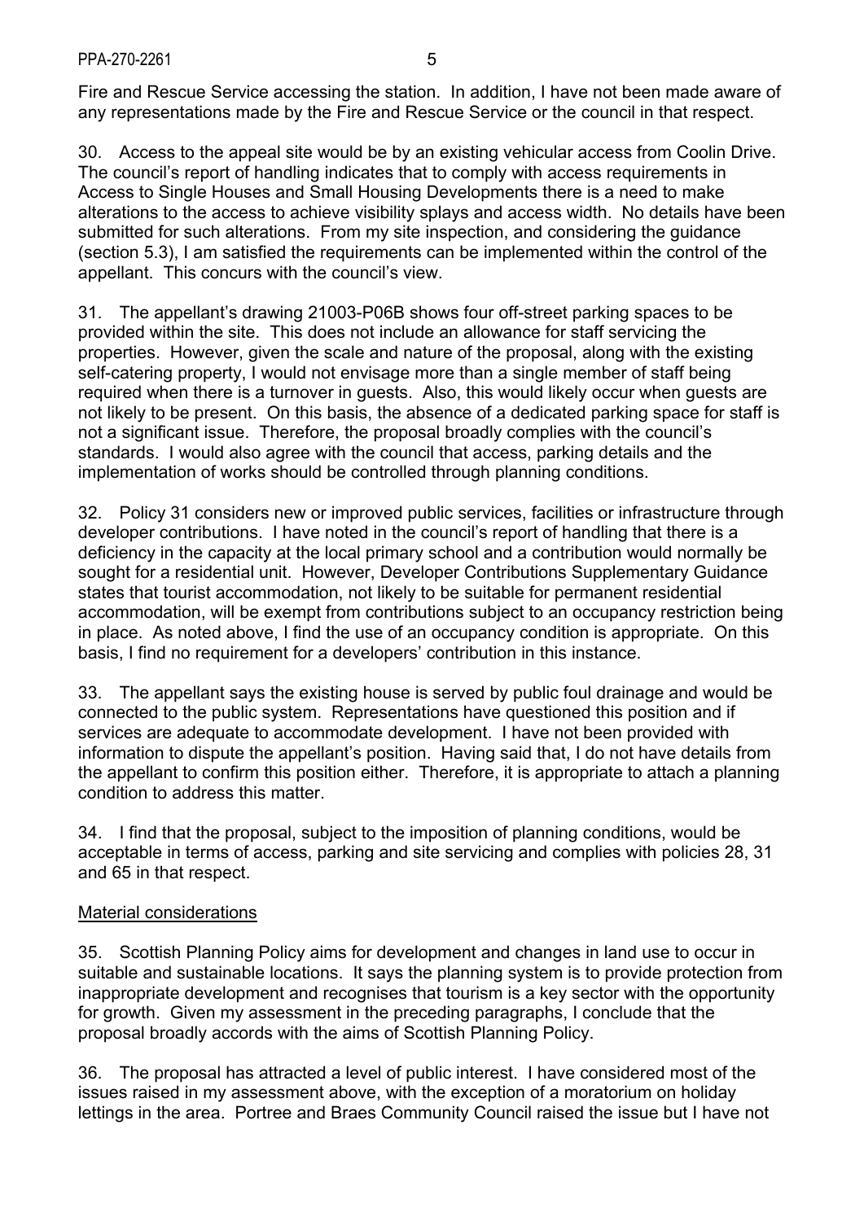Fire and Rescue Service accessing the station. In addition, I have not been made aware of any representations made by the Fire and Rescue Service or the council in that respect.

30. Access to the appeal site would be by an existing vehicular access from Coolin Drive. The council's report of handling indicates that to comply with access requirements in Access to Single Houses and Small Housing Developments there is a need to make alterations to the access to achieve visibility splays and access width. No details have been submitted for such alterations. From my site inspection, and considering the guidance (section 5.3), I am satisfied the requirements can be implemented within the control of the appellant. This concurs with the council's view.

31. The appellant's drawing 21003-P06B shows four off-street parking spaces to be provided within the site. This does not include an allowance for staff servicing the properties. However, given the scale and nature of the proposal, along with the existing self-catering property, I would not envisage more than a single member of staff being required when there is a turnover in guests. Also, this would likely occur when guests are not likely to be present. On this basis, the absence of a dedicated parking space for staff is not a significant issue. Therefore, the proposal broadly complies with the council's standards. I would also agree with the council that access, parking details and the implementation of works should be controlled through planning conditions.

32. Policy 31 considers new or improved public services, facilities or infrastructure through developer contributions. I have noted in the council's report of handling that there is a deficiency in the capacity at the local primary school and a contribution would normally be sought for a residential unit. However, Developer Contributions Supplementary Guidance states that tourist accommodation, not likely to be suitable for permanent residential accommodation, will be exempt from contributions subject to an occupancy restriction being in place. As noted above, I find the use of an occupancy condition is appropriate. On this basis, I find no requirement for a developers' contribution in this instance.

33. The appellant says the existing house is served by public foul drainage and would be connected to the public system. Representations have questioned this position and if services are adequate to accommodate development. I have not been provided with information to dispute the appellant's position. Having said that, I do not have details from the appellant to confirm this position either. Therefore, it is appropriate to attach a planning condition to address this matter.

34. I find that the proposal, subject to the imposition of planning conditions, would be acceptable in terms of access, parking and site servicing and complies with policies 28, 31 and 65 in that respect.

Material considerations

35. Scottish Planning Policy aims for development and changes in land use to occur in suitable and sustainable locations. It says the planning system is to provide protection from inappropriate development and recognises that tourism is a key sector with the opportunity for growth. Given my assessment in the preceding paragraphs, I conclude that the proposal broadly accords with the aims of Scottish Planning Policy.

36. The proposal has attracted a level of public interest. I have considered most of the issues raised in my assessment above, with the exception of a moratorium on holiday lettings in the area. Portree and Braes Community Council raised the issue but I have not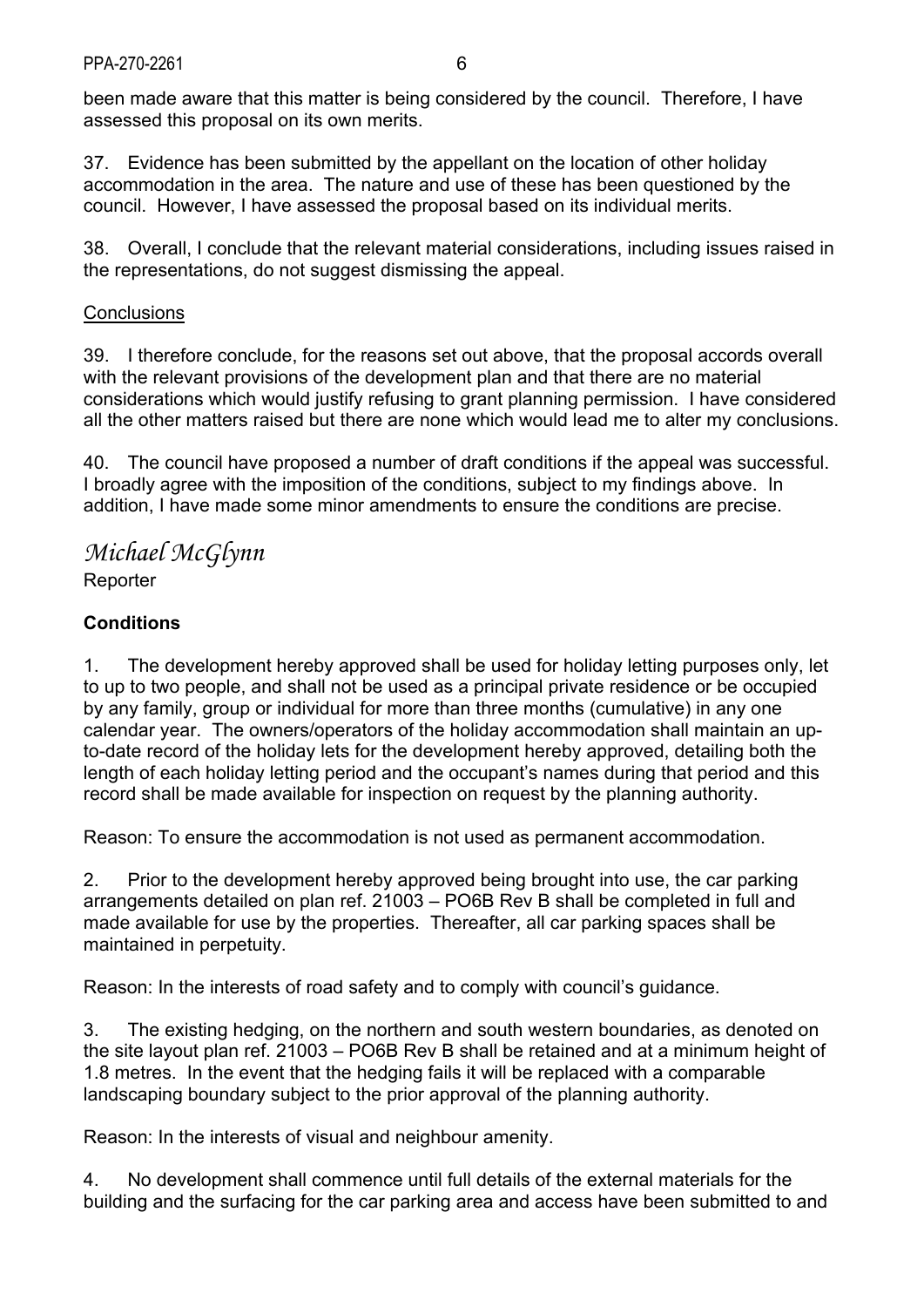been made aware that this matter is being considered by the council. Therefore, I have assessed this proposal on its own merits.

37. Evidence has been submitted by the appellant on the location of other holiday accommodation in the area. The nature and use of these has been questioned by the council. However, I have assessed the proposal based on its individual merits.

38. Overall, I conclude that the relevant material considerations, including issues raised in the representations, do not suggest dismissing the appeal.

## Conclusions

39. I therefore conclude, for the reasons set out above, that the proposal accords overall with the relevant provisions of the development plan and that there are no material considerations which would justify refusing to grant planning permission. I have considered all the other matters raised but there are none which would lead me to alter my conclusions.

40. The council have proposed a number of draft conditions if the appeal was successful. I broadly agree with the imposition of the conditions, subject to my findings above. In addition, I have made some minor amendments to ensure the conditions are precise.

*Michael McGlynn*

Reporter

## Conditions

1. The development hereby approved shall be used for holiday letting purposes only, let to up to two people, and shall not be used as a principal private residence or be occupied by any family, group or individual for more than three months (cumulative) in any one calendar year. The owners/operators of the holiday accommodation shall maintain an up-to-date record of the holiday lets for the development hereby approved, detailing both the length of each holiday letting period and the occupant's names during that period and this record shall be made available for inspection on request by the planning authority.

Reason: To ensure the accommodation is not used as permanent accommodation.

2. Prior to the development hereby approved being brought into use, the car parking arrangements detailed on plan ref. 21003 – PO6B Rev B shall be completed in full and made available for use by the properties. Thereafter, all car parking spaces shall be maintained in perpetuity.

Reason: In the interests of road safety and to comply with council's guidance.

3. The existing hedging, on the northern and south western boundaries, as denoted on the site layout plan ref. 21003 – PO6B Rev B shall be retained and at a minimum height of 1.8 metres. In the event that the hedging fails it will be replaced with a comparable landscaping boundary subject to the prior approval of the planning authority.

Reason: In the interests of visual and neighbour amenity.

4. No development shall commence until full details of the external materials for the building and the surfacing for the car parking area and access have been submitted to and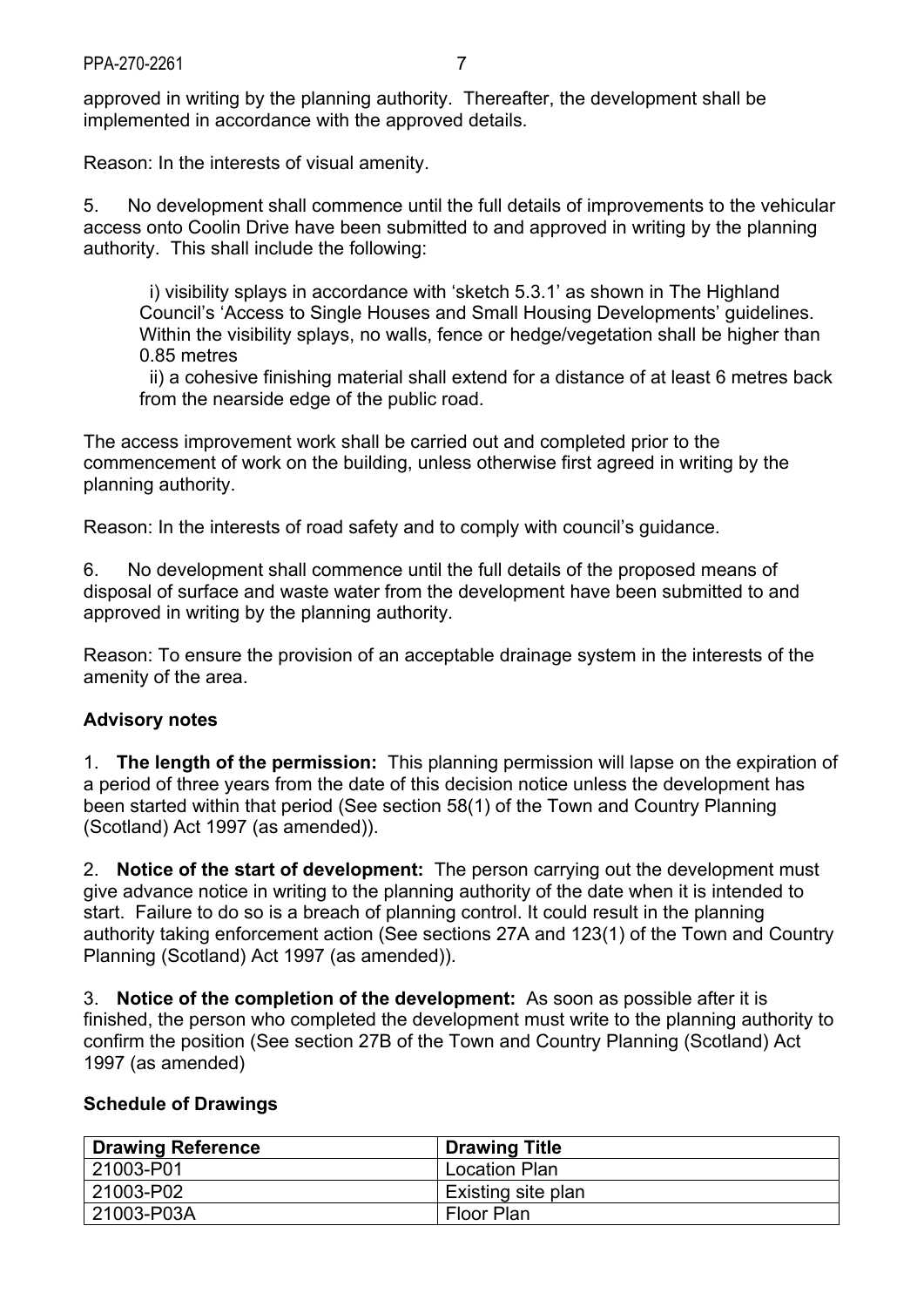approved in writing by the planning authority. Thereafter, the development shall be implemented in accordance with the approved details.

Reason: In the interests of visual amenity.

5. No development shall commence until the full details of improvements to the vehicular access onto Coolin Drive have been submitted to and approved in writing by the planning authority. This shall include the following:

i) visibility splays in accordance with 'sketch 5.3.1' as shown in The Highland Council's 'Access to Single Houses and Small Housing Developments' guidelines. Within the visibility splays, no walls, fence or hedge/vegetation shall be higher than 0.85 metres

ii) a cohesive finishing material shall extend for a distance of at least 6 metres back from the nearside edge of the public road.

The access improvement work shall be carried out and completed prior to the commencement of work on the building, unless otherwise first agreed in writing by the planning authority.

Reason: In the interests of road safety and to comply with council's guidance.

6. No development shall commence until the full details of the proposed means of disposal of surface and waste water from the development have been submitted to and approved in writing by the planning authority.

Reason: To ensure the provision of an acceptable drainage system in the interests of the amenity of the area.

**Advisory notes**

1. **The length of the permission:** This planning permission will lapse on the expiration of a period of three years from the date of this decision notice unless the development has been started within that period (See section 58(1) of the Town and Country Planning (Scotland) Act 1997 (as amended)).

2. **Notice of the start of development:** The person carrying out the development must give advance notice in writing to the planning authority of the date when it is intended to start. Failure to do so is a breach of planning control. It could result in the planning authority taking enforcement action (See sections 27A and 123(1) of the Town and Country Planning (Scotland) Act 1997 (as amended)).

3. **Notice of the completion of the development:** As soon as possible after it is finished, the person who completed the development must write to the planning authority to confirm the position (See section 27B of the Town and Country Planning (Scotland) Act 1997 (as amended)

**Schedule of Drawings**

| Drawing Reference | Drawing Title |
|---|---|
| 21003-P01 | Location Plan |
| 21003-P02 | Existing site plan |
| 21003-P03A | Floor Plan |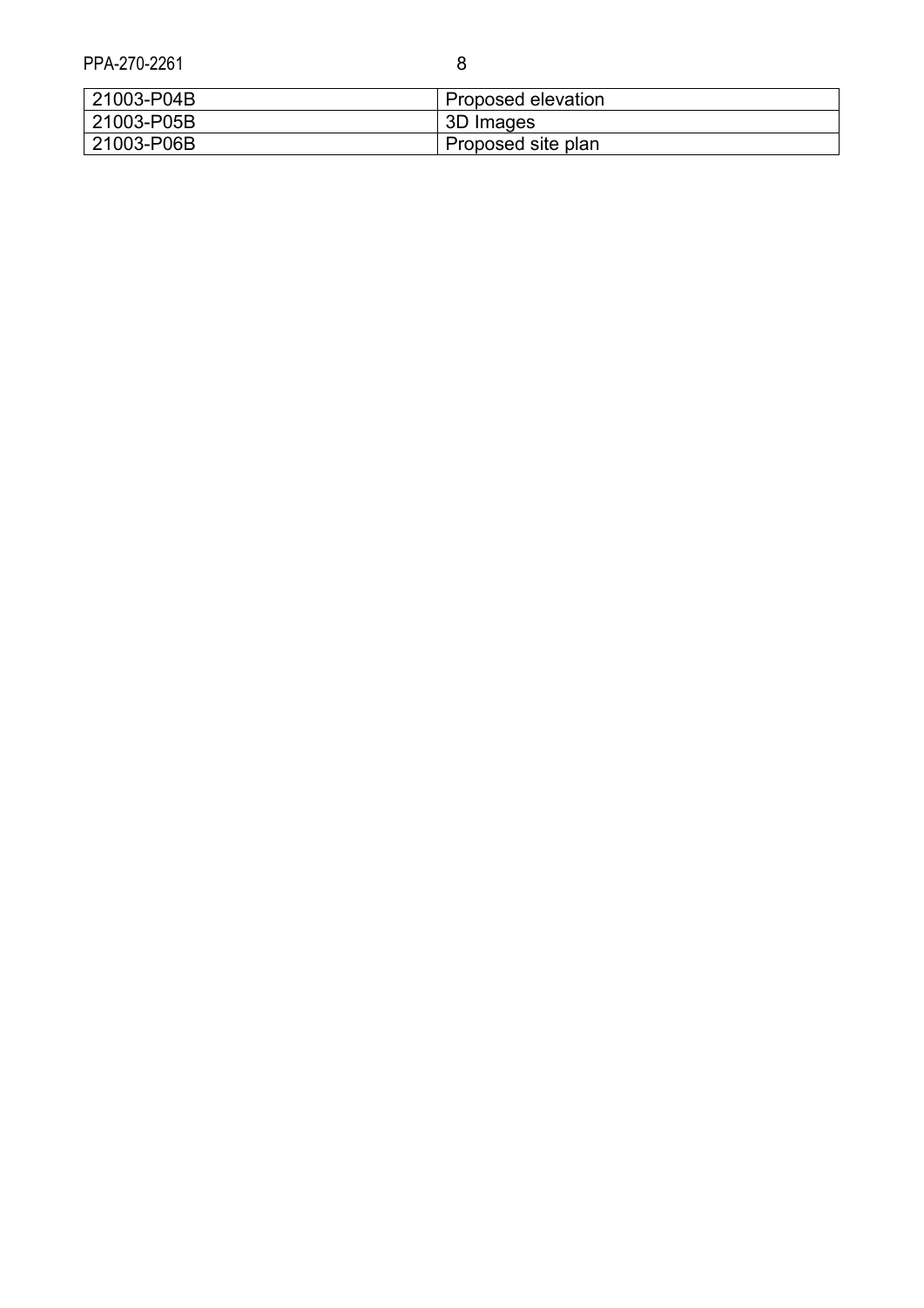| | |
|---|---|
| 21003-P04B | Proposed elevation |
| 21003-P05B | 3D Images |
| 21003-P06B | Proposed site plan |